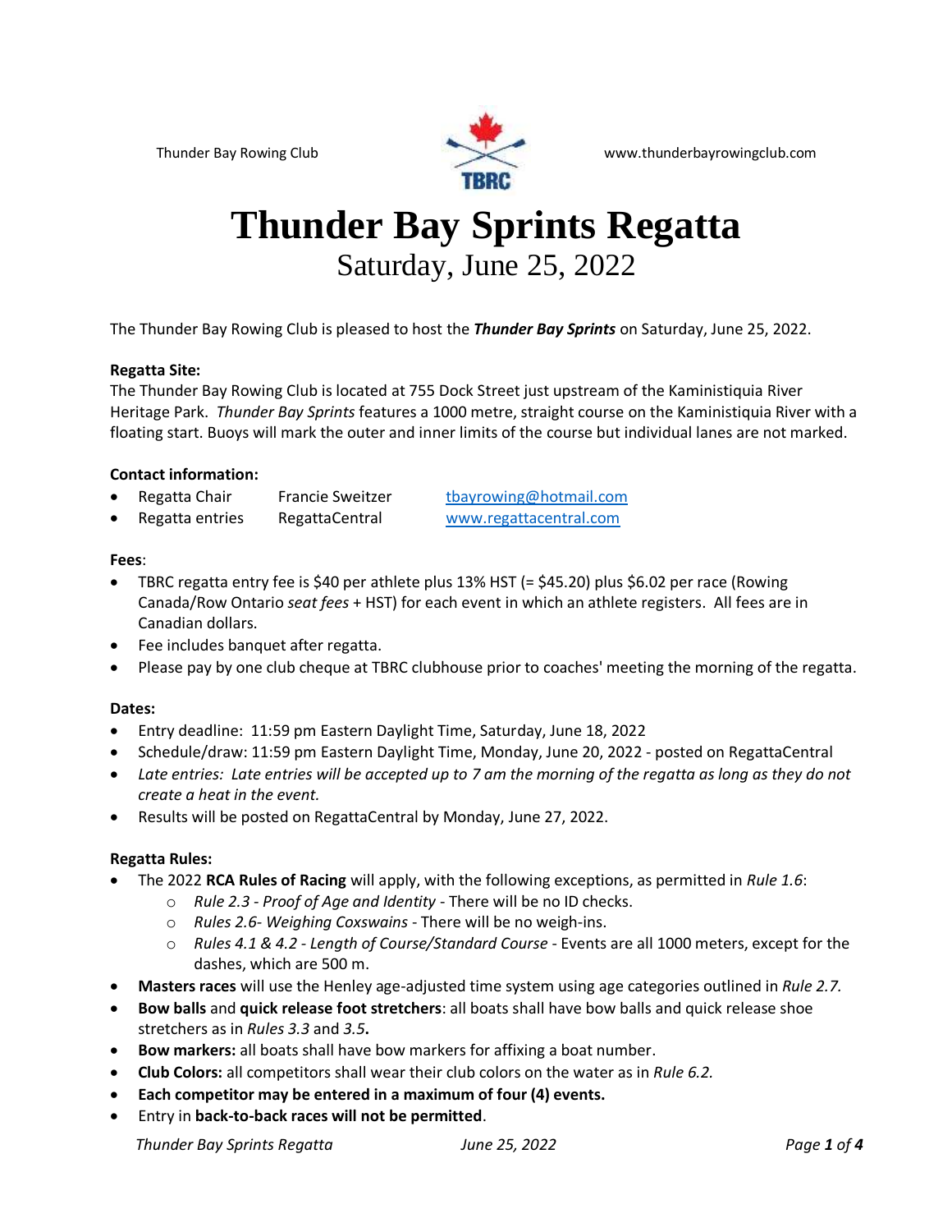Thunder Bay Rowing Club www.thunderbayrowingclub.com

# Thunder Bay Sprints Regatta

## Saturday, June 25, 2022

The Thunder Bay Rowing Club is pleased to host the ***Thunder Bay Sprints*** on Saturday, June 25, 2022.

**Regatta Site:**
The Thunder Bay Rowing Club is located at 755 Dock Street just upstream of the Kaministiquia River Heritage Park. *Thunder Bay Sprints* features a 1000 metre, straight course on the Kaministiquia River with a floating start. Buoys will mark the outer and inner limits of the course but individual lanes are not marked.

**Contact information:**

- Regatta Chair Francie Sweitzer tbayrowing@hotmail.com
- Regatta entries RegattaCentral www.regattacentral.com

**Fees**:

- TBRC regatta entry fee is $40 per athlete plus 13% HST (= $45.20) plus $6.02 per race (Rowing Canada/Row Ontario *seat fees* + HST) for each event in which an athlete registers. All fees are in Canadian dollars.
- Fee includes banquet after regatta.
- Please pay by one club cheque at TBRC clubhouse prior to coaches' meeting the morning of the regatta.

**Dates:**

- Entry deadline: 11:59 pm Eastern Daylight Time, Saturday, June 18, 2022
- Schedule/draw: 11:59 pm Eastern Daylight Time, Monday, June 20, 2022 - posted on RegattaCentral
- *Late entries: Late entries will be accepted up to 7 am the morning of the regatta as long as they do not create a heat in the event.*
- Results will be posted on RegattaCentral by Monday, June 27, 2022.

**Regatta Rules:**

- The 2022 **RCA Rules of Racing** will apply, with the following exceptions, as permitted in *Rule 1.6*:
  - *Rule 2.3 - Proof of Age and Identity* - There will be no ID checks.
  - *Rules 2.6- Weighing Coxswains* - There will be no weigh-ins.
  - *Rules 4.1 & 4.2 - Length of Course/Standard Course* - Events are all 1000 meters, except for the dashes, which are 500 m.
- **Masters races** will use the Henley age-adjusted time system using age categories outlined in *Rule 2.7.*
- **Bow balls** and **quick release foot stretchers**: all boats shall have bow balls and quick release shoe stretchers as in *Rules 3.3* and *3.5***.**
- **Bow markers:** all boats shall have bow markers for affixing a boat number.
- **Club Colors:** all competitors shall wear their club colors on the water as in *Rule 6.2.*
- **Each competitor may be entered in a maximum of four (4) events.**
- Entry in **back-to-back races will not be permitted**.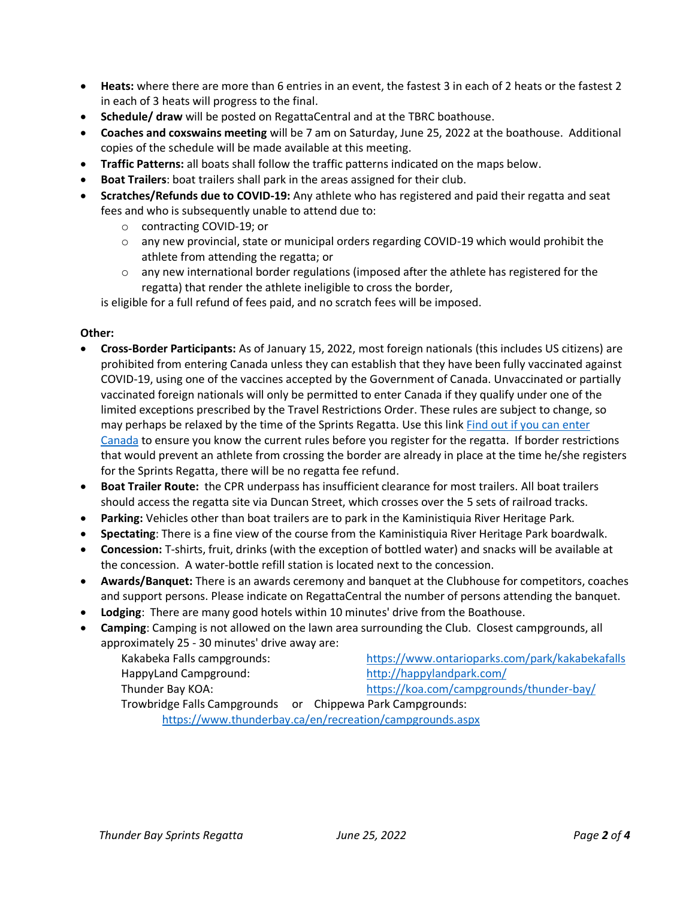- **Heats:** where there are more than 6 entries in an event, the fastest 3 in each of 2 heats or the fastest 2 in each of 3 heats will progress to the final.
- **Schedule/ draw** will be posted on RegattaCentral and at the TBRC boathouse.
- **Coaches and coxswains meeting** will be 7 am on Saturday, June 25, 2022 at the boathouse. Additional copies of the schedule will be made available at this meeting.
- **Traffic Patterns:** all boats shall follow the traffic patterns indicated on the maps below.
- **Boat Trailers**: boat trailers shall park in the areas assigned for their club.
- **Scratches/Refunds due to COVID-19:** Any athlete who has registered and paid their regatta and seat fees and who is subsequently unable to attend due to:
    - contracting COVID-19; or
    - any new provincial, state or municipal orders regarding COVID-19 which would prohibit the athlete from attending the regatta; or
    - any new international border regulations (imposed after the athlete has registered for the regatta) that render the athlete ineligible to cross the border,

  is eligible for a full refund of fees paid, and no scratch fees will be imposed.

**Other:**

- **Cross-Border Participants:** As of January 15, 2022, most foreign nationals (this includes US citizens) are prohibited from entering Canada unless they can establish that they have been fully vaccinated against COVID-19, using one of the vaccines accepted by the Government of Canada. Unvaccinated or partially vaccinated foreign nationals will only be permitted to enter Canada if they qualify under one of the limited exceptions prescribed by the Travel Restrictions Order. These rules are subject to change, so may perhaps be relaxed by the time of the Sprints Regatta. Use this link Find out if you can enter Canada to ensure you know the current rules before you register for the regatta. If border restrictions that would prevent an athlete from crossing the border are already in place at the time he/she registers for the Sprints Regatta, there will be no regatta fee refund.
- **Boat Trailer Route:** the CPR underpass has insufficient clearance for most trailers. All boat trailers should access the regatta site via Duncan Street, which crosses over the 5 sets of railroad tracks.
- **Parking:** Vehicles other than boat trailers are to park in the Kaministiquia River Heritage Park.
- **Spectating**: There is a fine view of the course from the Kaministiquia River Heritage Park boardwalk.
- **Concession:** T-shirts, fruit, drinks (with the exception of bottled water) and snacks will be available at the concession. A water-bottle refill station is located next to the concession.
- **Awards/Banquet:** There is an awards ceremony and banquet at the Clubhouse for competitors, coaches and support persons. Please indicate on RegattaCentral the number of persons attending the banquet.
- **Lodging**: There are many good hotels within 10 minutes' drive from the Boathouse.
- **Camping**: Camping is not allowed on the lawn area surrounding the Club. Closest campgrounds, all approximately 25 - 30 minutes' drive away are:

  Kakabeka Falls campgrounds: https://www.ontarioparks.com/park/kakabekafalls
  HappyLand Campground: http://happylandpark.com/
  Thunder Bay KOA: https://koa.com/campgrounds/thunder-bay/
  Trowbridge Falls Campgrounds or Chippewa Park Campgrounds:
  https://www.thunderbay.ca/en/recreation/campgrounds.aspx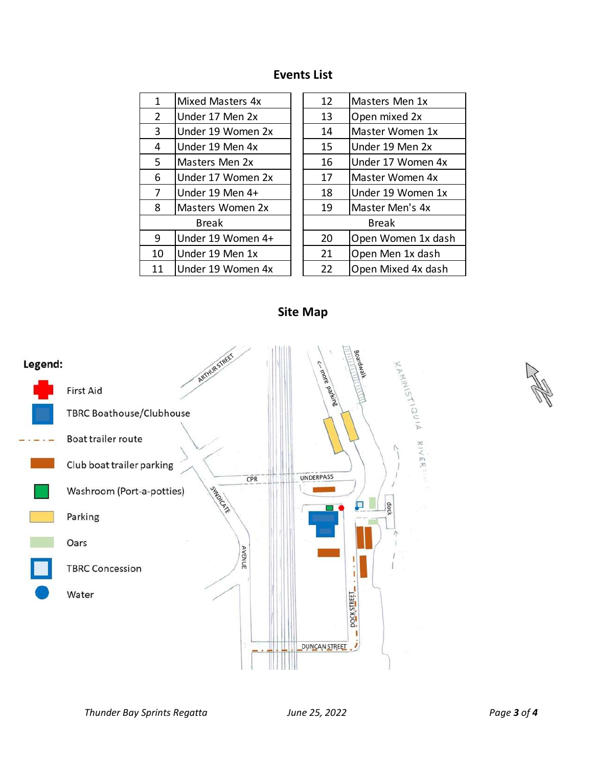## Events List

| # | Event | # | Event |
|---|---|---|---|
| 1 | Mixed Masters 4x | 12 | Masters Men 1x |
| 2 | Under 17 Men 2x | 13 | Open mixed 2x |
| 3 | Under 19 Women 2x | 14 | Master Women 1x |
| 4 | Under 19 Men 4x | 15 | Under 19 Men 2x |
| 5 | Masters Men 2x | 16 | Under 17 Women 4x |
| 6 | Under 17 Women 2x | 17 | Master Women 4x |
| 7 | Under 19 Men 4+ | 18 | Under 19 Women 1x |
| 8 | Masters Women 2x | 19 | Master Men's 4x |
| Break | | Break | |
| 9 | Under 19 Women 4+ | 20 | Open Women 1x dash |
| 10 | Under 19 Men 1x | 21 | Open Men 1x dash |
| 11 | Under 19 Women 4x | 22 | Open Mixed 4x dash |

## Site Map

**Legend:**

- First Aid
- TBRC Boathouse/Clubhouse
- Boat trailer route
- Club boat trailer parking
- Washroom (Port-a-potties)
- Parking
- Oars
- TBRC Concession
- Water

ARTHUR STREET, CPR, UNDERPASS, <-- more parking, Boardwalk, KAMINISTIQUIA RIVER, dock, SYNDICATE AVENUE, DOCK STREET, DUNCAN STREET, N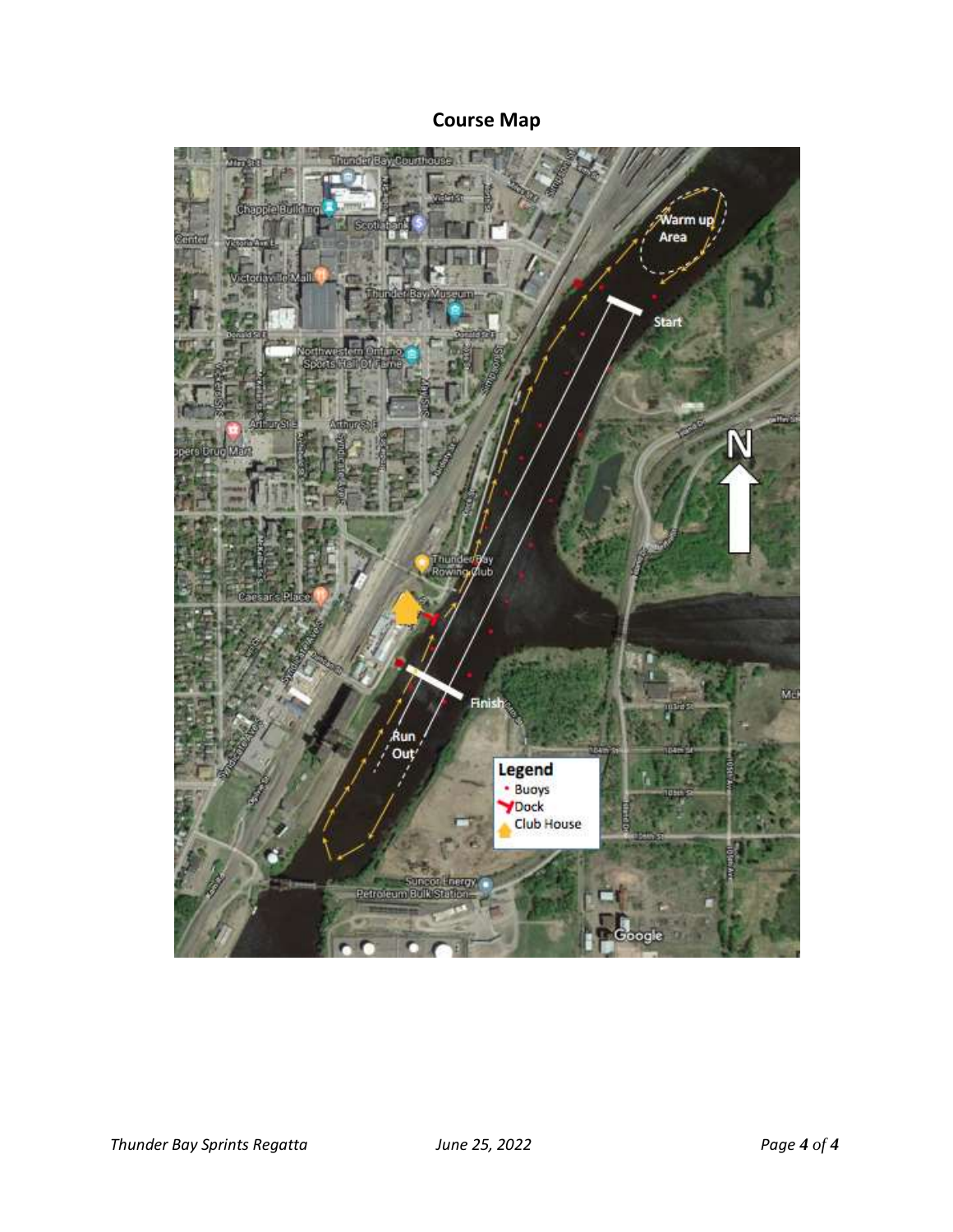## Course Map

Warm up Area

Start

N

Thunder Bay Rowing Club

Finish

Run Out

Legend
- Buoys
- Dock
- Club House